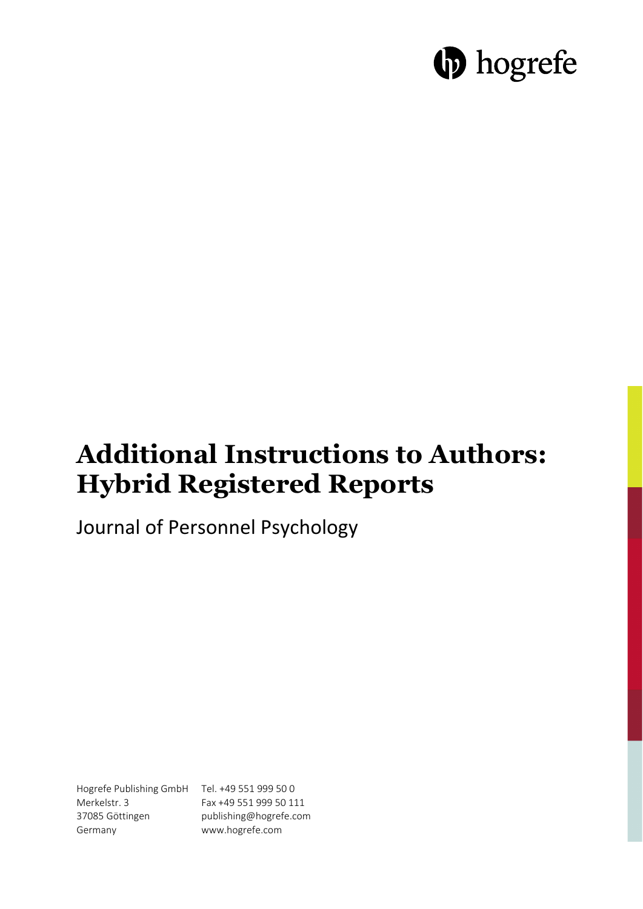hogrefe

# Additional Instructions to Authors: Hybrid Registered Reports

Journal of Personnel Psychology

Hogrefe Publishing GmbH
Merkelstr. 3
37085 Göttingen
Germany

Tel. +49 551 999 50 0
Fax +49 551 999 50 111
publishing@hogrefe.com
www.hogrefe.com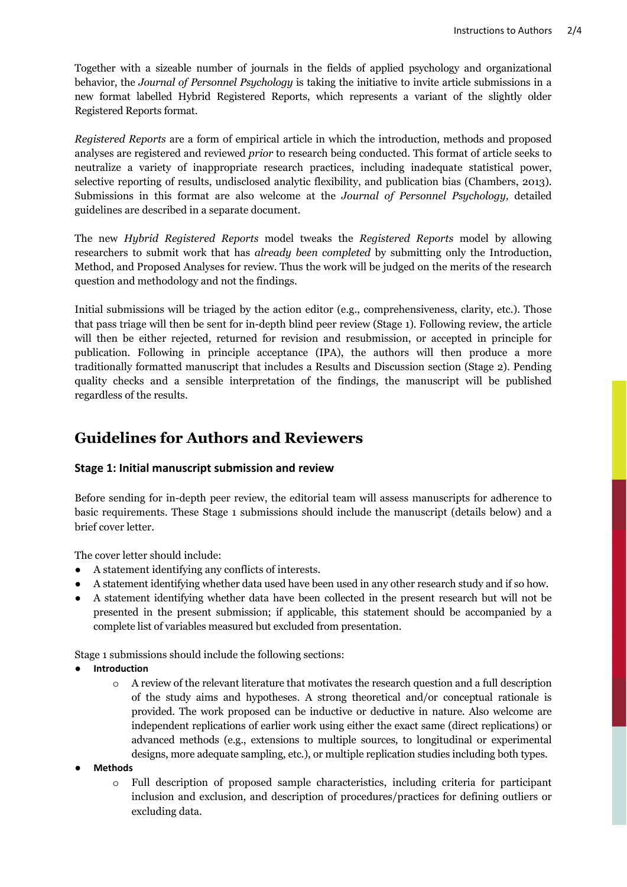Together with a sizeable number of journals in the fields of applied psychology and organizational behavior, the *Journal of Personnel Psychology* is taking the initiative to invite article submissions in a new format labelled Hybrid Registered Reports, which represents a variant of the slightly older Registered Reports format.

*Registered Reports* are a form of empirical article in which the introduction, methods and proposed analyses are registered and reviewed *prior* to research being conducted. This format of article seeks to neutralize a variety of inappropriate research practices, including inadequate statistical power, selective reporting of results, undisclosed analytic flexibility, and publication bias (Chambers, 2013). Submissions in this format are also welcome at the *Journal of Personnel Psychology,* detailed guidelines are described in a separate document.

The new *Hybrid Registered Reports* model tweaks the *Registered Reports* model by allowing researchers to submit work that has *already been completed* by submitting only the Introduction, Method, and Proposed Analyses for review. Thus the work will be judged on the merits of the research question and methodology and not the findings.

Initial submissions will be triaged by the action editor (e.g., comprehensiveness, clarity, etc.). Those that pass triage will then be sent for in-depth blind peer review (Stage 1). Following review, the article will then be either rejected, returned for revision and resubmission, or accepted in principle for publication. Following in principle acceptance (IPA), the authors will then produce a more traditionally formatted manuscript that includes a Results and Discussion section (Stage 2). Pending quality checks and a sensible interpretation of the findings, the manuscript will be published regardless of the results.

## Guidelines for Authors and Reviewers

### Stage 1: Initial manuscript submission and review

Before sending for in-depth peer review, the editorial team will assess manuscripts for adherence to basic requirements. These Stage 1 submissions should include the manuscript (details below) and a brief cover letter.

The cover letter should include:

- A statement identifying any conflicts of interests.
- A statement identifying whether data used have been used in any other research study and if so how.
- A statement identifying whether data have been collected in the present research but will not be presented in the present submission; if applicable, this statement should be accompanied by a complete list of variables measured but excluded from presentation.

Stage 1 submissions should include the following sections:

- **Introduction**
    - A review of the relevant literature that motivates the research question and a full description of the study aims and hypotheses. A strong theoretical and/or conceptual rationale is provided. The work proposed can be inductive or deductive in nature. Also welcome are independent replications of earlier work using either the exact same (direct replications) or advanced methods (e.g., extensions to multiple sources, to longitudinal or experimental designs, more adequate sampling, etc.), or multiple replication studies including both types.
- **Methods**
    - Full description of proposed sample characteristics, including criteria for participant inclusion and exclusion, and description of procedures/practices for defining outliers or excluding data.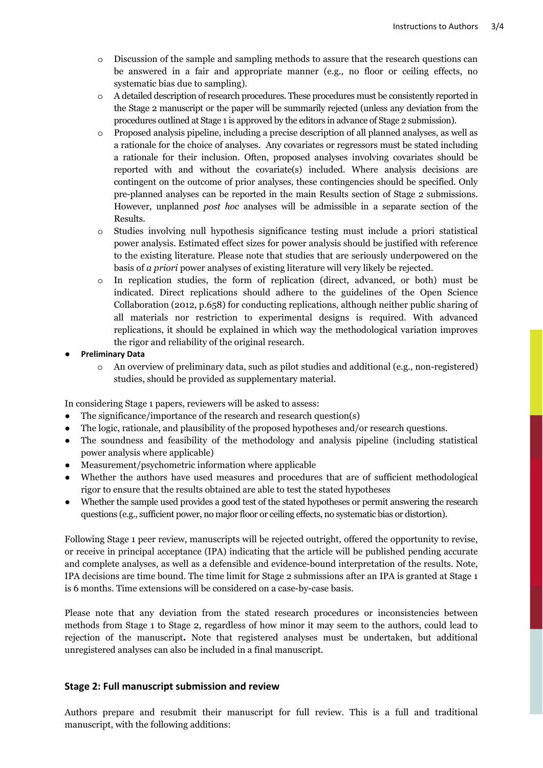- Discussion of the sample and sampling methods to assure that the research questions can be answered in a fair and appropriate manner (e.g., no floor or ceiling effects, no systematic bias due to sampling).
- A detailed description of research procedures. These procedures must be consistently reported in the Stage 2 manuscript or the paper will be summarily rejected (unless any deviation from the procedures outlined at Stage 1 is approved by the editors in advance of Stage 2 submission).
- Proposed analysis pipeline, including a precise description of all planned analyses, as well as a rationale for the choice of analyses. Any covariates or regressors must be stated including a rationale for their inclusion. Often, proposed analyses involving covariates should be reported with and without the covariate(s) included. Where analysis decisions are contingent on the outcome of prior analyses, these contingencies should be specified. Only pre-planned analyses can be reported in the main Results section of Stage 2 submissions. However, unplanned *post hoc* analyses will be admissible in a separate section of the Results.
- Studies involving null hypothesis significance testing must include a priori statistical power analysis. Estimated effect sizes for power analysis should be justified with reference to the existing literature. Please note that studies that are seriously underpowered on the basis of *a priori* power analyses of existing literature will very likely be rejected.
- In replication studies, the form of replication (direct, advanced, or both) must be indicated. Direct replications should adhere to the guidelines of the Open Science Collaboration (2012, p.658) for conducting replications, although neither public sharing of all materials nor restriction to experimental designs is required. With advanced replications, it should be explained in which way the methodological variation improves the rigor and reliability of the original research.

- **Preliminary Data**
  - An overview of preliminary data, such as pilot studies and additional (e.g., non-registered) studies, should be provided as supplementary material.

In considering Stage 1 papers, reviewers will be asked to assess:

- The significance/importance of the research and research question(s)
- The logic, rationale, and plausibility of the proposed hypotheses and/or research questions.
- The soundness and feasibility of the methodology and analysis pipeline (including statistical power analysis where applicable)
- Measurement/psychometric information where applicable
- Whether the authors have used measures and procedures that are of sufficient methodological rigor to ensure that the results obtained are able to test the stated hypotheses
- Whether the sample used provides a good test of the stated hypotheses or permit answering the research questions (e.g., sufficient power, no major floor or ceiling effects, no systematic bias or distortion).

Following Stage 1 peer review, manuscripts will be rejected outright, offered the opportunity to revise, or receive in principal acceptance (IPA) indicating that the article will be published pending accurate and complete analyses, as well as a defensible and evidence-bound interpretation of the results. Note, IPA decisions are time bound. The time limit for Stage 2 submissions after an IPA is granted at Stage 1 is 6 months. Time extensions will be considered on a case-by-case basis.

Please note that any deviation from the stated research procedures or inconsistencies between methods from Stage 1 to Stage 2, regardless of how minor it may seem to the authors, could lead to rejection of the manuscript**.** Note that registered analyses must be undertaken, but additional unregistered analyses can also be included in a final manuscript.

## Stage 2: Full manuscript submission and review

Authors prepare and resubmit their manuscript for full review. This is a full and traditional manuscript, with the following additions: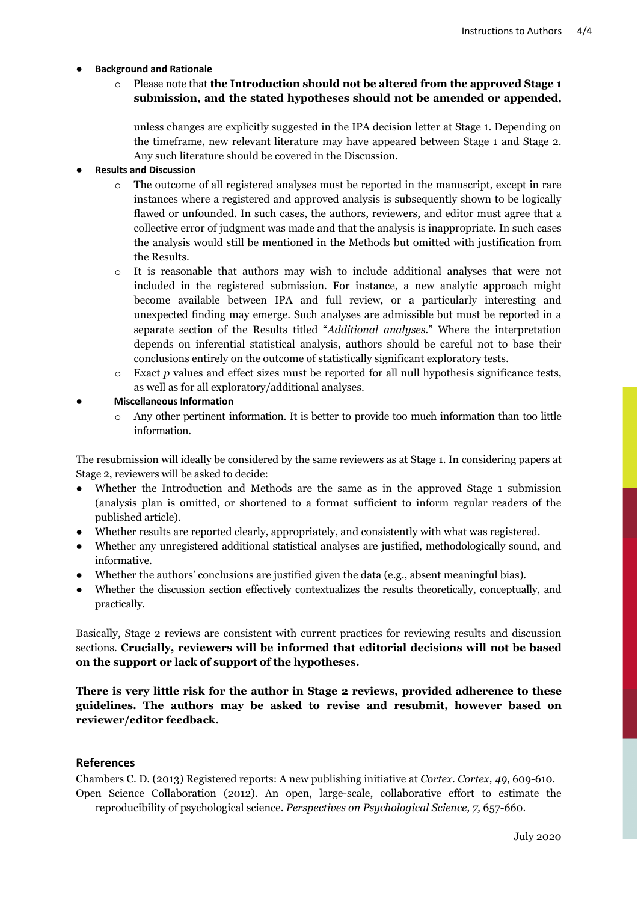- **Background and Rationale**
  - Please note that **the Introduction should not be altered from the approved Stage 1 submission, and the stated hypotheses should not be amended or appended,** unless changes are explicitly suggested in the IPA decision letter at Stage 1. Depending on the timeframe, new relevant literature may have appeared between Stage 1 and Stage 2. Any such literature should be covered in the Discussion.
- **Results and Discussion**
  - The outcome of all registered analyses must be reported in the manuscript, except in rare instances where a registered and approved analysis is subsequently shown to be logically flawed or unfounded. In such cases, the authors, reviewers, and editor must agree that a collective error of judgment was made and that the analysis is inappropriate. In such cases the analysis would still be mentioned in the Methods but omitted with justification from the Results.
  - It is reasonable that authors may wish to include additional analyses that were not included in the registered submission. For instance, a new analytic approach might become available between IPA and full review, or a particularly interesting and unexpected finding may emerge. Such analyses are admissible but must be reported in a separate section of the Results titled "*Additional analyses*." Where the interpretation depends on inferential statistical analysis, authors should be careful not to base their conclusions entirely on the outcome of statistically significant exploratory tests.
  - Exact $p$ values and effect sizes must be reported for all null hypothesis significance tests, as well as for all exploratory/additional analyses.
- **Miscellaneous Information**
  - Any other pertinent information. It is better to provide too much information than too little information.

The resubmission will ideally be considered by the same reviewers as at Stage 1. In considering papers at Stage 2, reviewers will be asked to decide:

- Whether the Introduction and Methods are the same as in the approved Stage 1 submission (analysis plan is omitted, or shortened to a format sufficient to inform regular readers of the published article).
- Whether results are reported clearly, appropriately, and consistently with what was registered.
- Whether any unregistered additional statistical analyses are justified, methodologically sound, and informative.
- Whether the authors' conclusions are justified given the data (e.g., absent meaningful bias).
- Whether the discussion section effectively contextualizes the results theoretically, conceptually, and practically.

Basically, Stage 2 reviews are consistent with current practices for reviewing results and discussion sections. **Crucially, reviewers will be informed that editorial decisions will not be based on the support or lack of support of the hypotheses.**

**There is very little risk for the author in Stage 2 reviews, provided adherence to these guidelines. The authors may be asked to revise and resubmit, however based on reviewer/editor feedback.**

## References

Chambers C. D. (2013) Registered reports: A new publishing initiative at *Cortex*. *Cortex, 49,* 609-610.

Open Science Collaboration (2012). An open, large-scale, collaborative effort to estimate the reproducibility of psychological science. *Perspectives on Psychological Science, 7,* 657-660.

July 2020